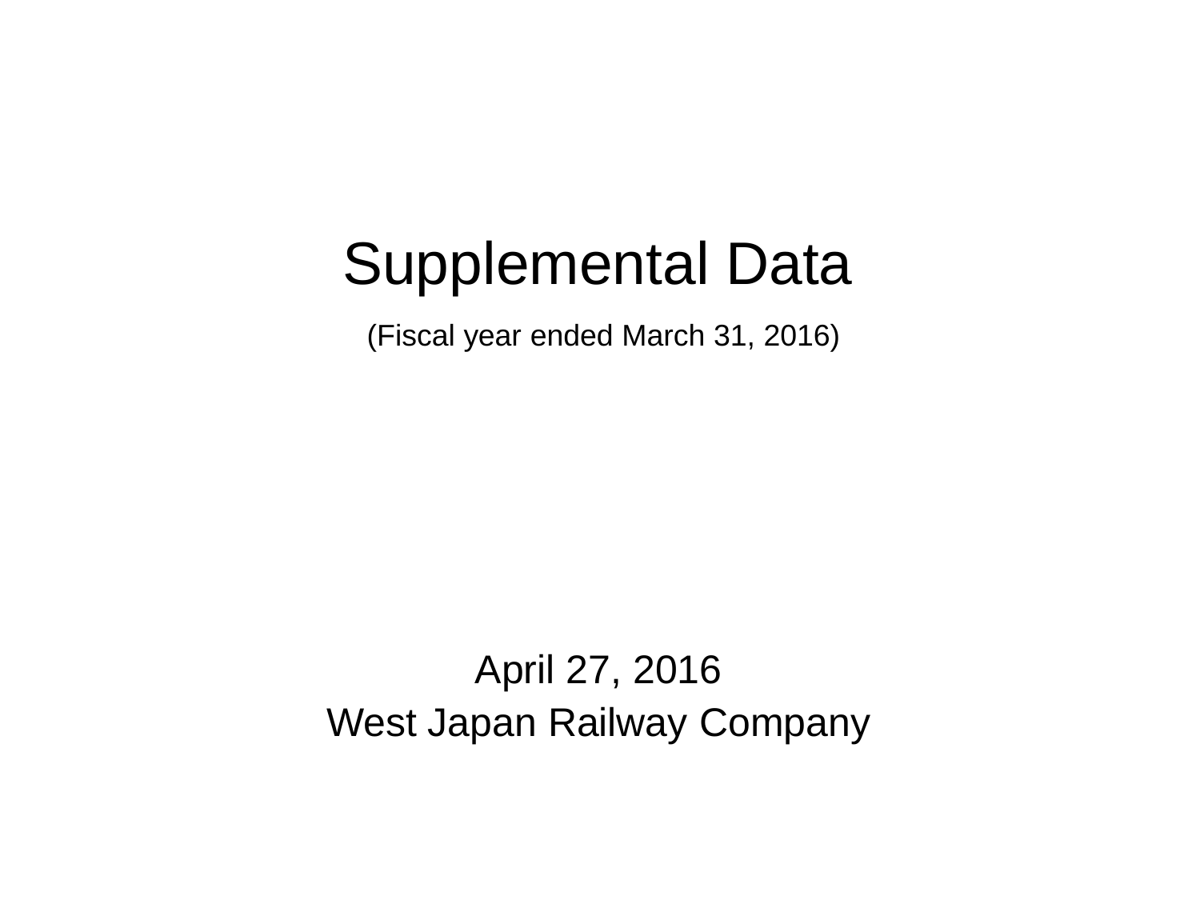# Supplemental Data

(Fiscal year ended March 31, 2016)

April 27, 2016

West Japan Railway Company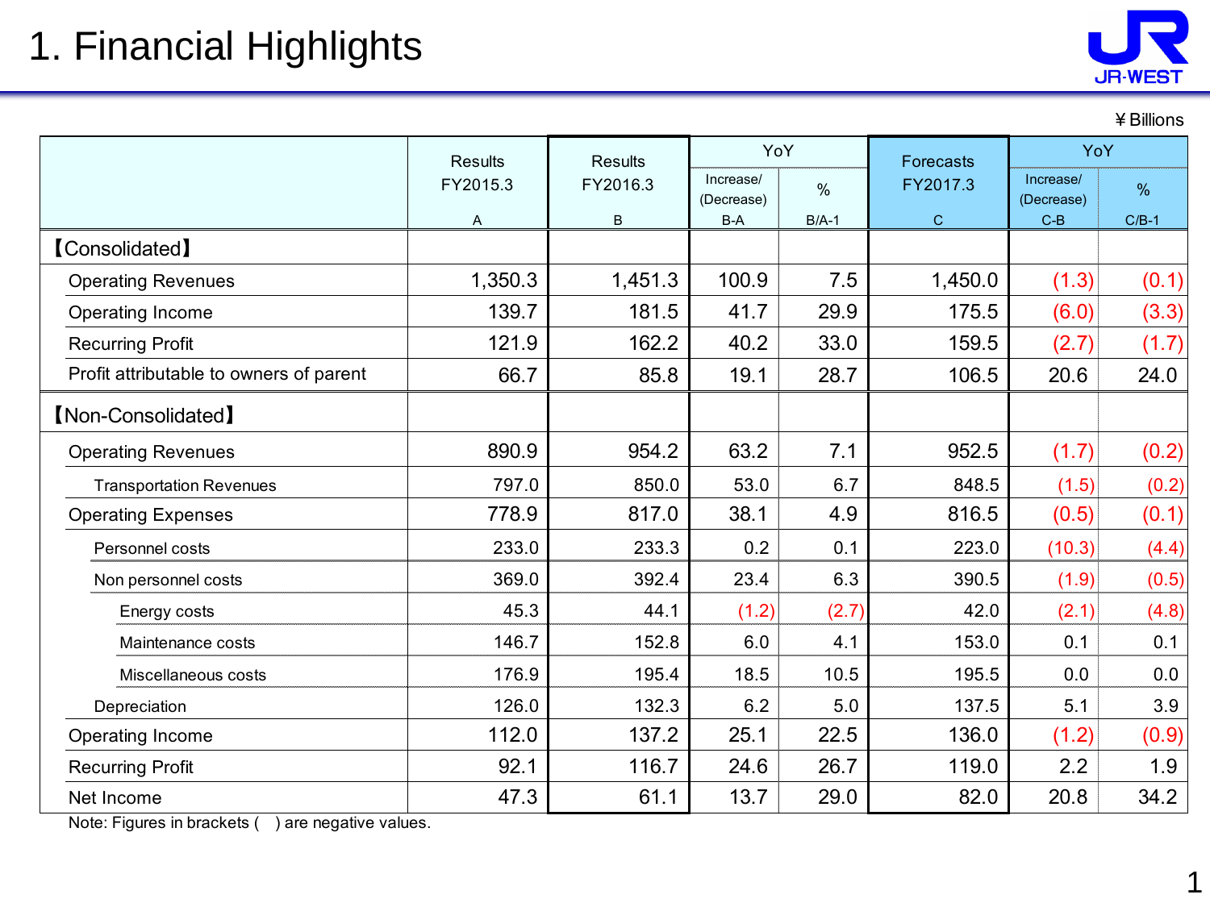# 1. Financial Highlights

¥Billions

| | Results FY2015.3 A | Results FY2016.3 B | YoY Increase/ (Decrease) B-A | YoY % B/A-1 | Forecasts FY2017.3 C | YoY Increase/ (Decrease) C-B | YoY % C/B-1 |
|---|---|---|---|---|---|---|---|
| 【Consolidated】 | | | | | | | |
| Operating Revenues | 1,350.3 | 1,451.3 | 100.9 | 7.5 | 1,450.0 | (1.3) | (0.1) |
| Operating Income | 139.7 | 181.5 | 41.7 | 29.9 | 175.5 | (6.0) | (3.3) |
| Recurring Profit | 121.9 | 162.2 | 40.2 | 33.0 | 159.5 | (2.7) | (1.7) |
| Profit attributable to owners of parent | 66.7 | 85.8 | 19.1 | 28.7 | 106.5 | 20.6 | 24.0 |
| 【Non-Consolidated】 | | | | | | | |
| Operating Revenues | 890.9 | 954.2 | 63.2 | 7.1 | 952.5 | (1.7) | (0.2) |
| Transportation Revenues | 797.0 | 850.0 | 53.0 | 6.7 | 848.5 | (1.5) | (0.2) |
| Operating Expenses | 778.9 | 817.0 | 38.1 | 4.9 | 816.5 | (0.5) | (0.1) |
| Personnel costs | 233.0 | 233.3 | 0.2 | 0.1 | 223.0 | (10.3) | (4.4) |
| Non personnel costs | 369.0 | 392.4 | 23.4 | 6.3 | 390.5 | (1.9) | (0.5) |
| Energy costs | 45.3 | 44.1 | (1.2) | (2.7) | 42.0 | (2.1) | (4.8) |
| Maintenance costs | 146.7 | 152.8 | 6.0 | 4.1 | 153.0 | 0.1 | 0.1 |
| Miscellaneous costs | 176.9 | 195.4 | 18.5 | 10.5 | 195.5 | 0.0 | 0.0 |
| Depreciation | 126.0 | 132.3 | 6.2 | 5.0 | 137.5 | 5.1 | 3.9 |
| Operating Income | 112.0 | 137.2 | 25.1 | 22.5 | 136.0 | (1.2) | (0.9) |
| Recurring Profit | 92.1 | 116.7 | 24.6 | 26.7 | 119.0 | 2.2 | 1.9 |
| Net Income | 47.3 | 61.1 | 13.7 | 29.0 | 82.0 | 20.8 | 34.2 |

Note: Figures in brackets ( ) are negative values.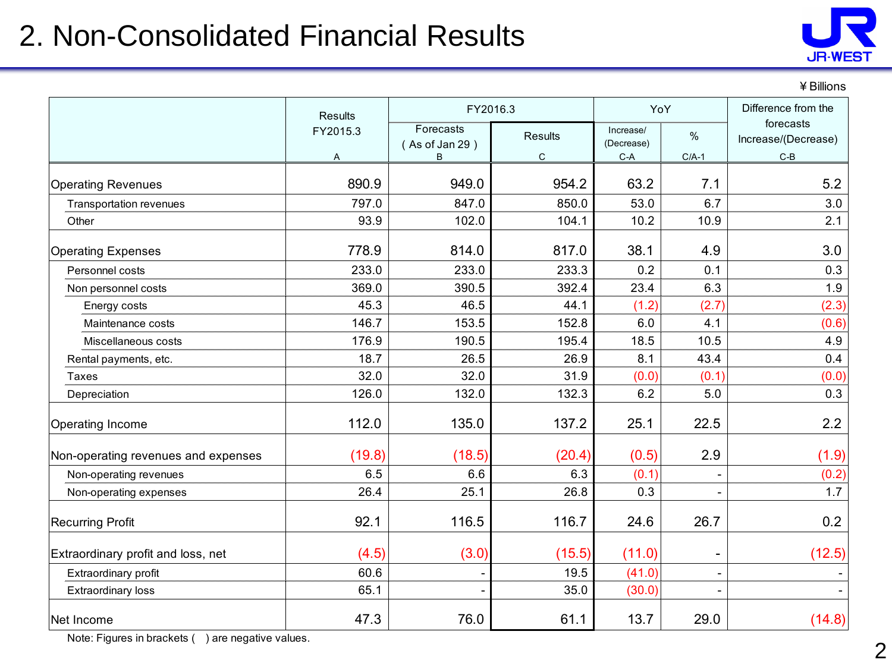# 2. Non-Consolidated Financial Results

¥Billions

| | Results FY2015.3 | FY2016.3 | | YoY | | Difference from the forecasts Increase/(Decrease) |
|---|---|---|---|---|---|---|
| | | Forecasts ( As of Jan 29 ) | Results | Increase/ (Decrease) | % | |
| | A | B | C | C-A | C/A-1 | C-B |
| Operating Revenues | 890.9 | 949.0 | 954.2 | 63.2 | 7.1 | 5.2 |
| Transportation revenues | 797.0 | 847.0 | 850.0 | 53.0 | 6.7 | 3.0 |
| Other | 93.9 | 102.0 | 104.1 | 10.2 | 10.9 | 2.1 |
| Operating Expenses | 778.9 | 814.0 | 817.0 | 38.1 | 4.9 | 3.0 |
| Personnel costs | 233.0 | 233.0 | 233.3 | 0.2 | 0.1 | 0.3 |
| Non personnel costs | 369.0 | 390.5 | 392.4 | 23.4 | 6.3 | 1.9 |
| Energy costs | 45.3 | 46.5 | 44.1 | (1.2) | (2.7) | (2.3) |
| Maintenance costs | 146.7 | 153.5 | 152.8 | 6.0 | 4.1 | (0.6) |
| Miscellaneous costs | 176.9 | 190.5 | 195.4 | 18.5 | 10.5 | 4.9 |
| Rental payments, etc. | 18.7 | 26.5 | 26.9 | 8.1 | 43.4 | 0.4 |
| Taxes | 32.0 | 32.0 | 31.9 | (0.0) | (0.1) | (0.0) |
| Depreciation | 126.0 | 132.0 | 132.3 | 6.2 | 5.0 | 0.3 |
| Operating Income | 112.0 | 135.0 | 137.2 | 25.1 | 22.5 | 2.2 |
| Non-operating revenues and expenses | (19.8) | (18.5) | (20.4) | (0.5) | 2.9 | (1.9) |
| Non-operating revenues | 6.5 | 6.6 | 6.3 | (0.1) | - | (0.2) |
| Non-operating expenses | 26.4 | 25.1 | 26.8 | 0.3 | - | 1.7 |
| Recurring Profit | 92.1 | 116.5 | 116.7 | 24.6 | 26.7 | 0.2 |
| Extraordinary profit and loss, net | (4.5) | (3.0) | (15.5) | (11.0) | - | (12.5) |
| Extraordinary profit | 60.6 | - | 19.5 | (41.0) | - | - |
| Extraordinary loss | 65.1 | - | 35.0 | (30.0) | - | - |
| Net Income | 47.3 | 76.0 | 61.1 | 13.7 | 29.0 | (14.8) |

Note: Figures in brackets ( ) are negative values.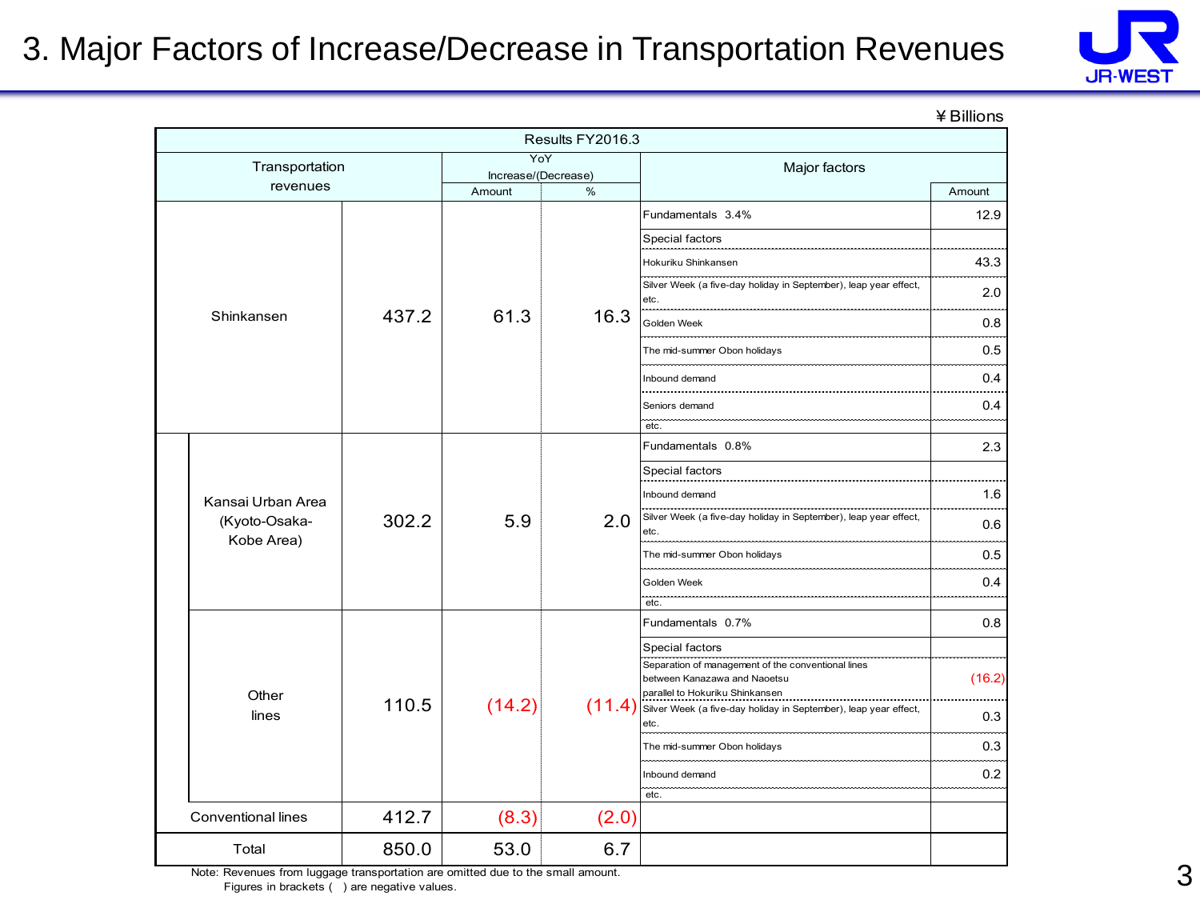# 3. Major Factors of Increase/Decrease in Transportation Revenues

¥Billions

| Transportation revenues | | Results FY2016.3 | YoY Increase/(Decrease) Amount | YoY Increase/(Decrease) % | Major factors | Amount |
|---|---|---|---|---|---|---|
| Shinkansen | | 437.2 | 61.3 | 16.3 | Fundamentals 3.4% | 12.9 |
| | | | | | Special factors | |
| | | | | | Hokuriku Shinkansen | 43.3 |
| | | | | | Silver Week (a five-day holiday in September), leap year effect, etc. | 2.0 |
| | | | | | Golden Week | 0.8 |
| | | | | | The mid-summer Obon holidays | 0.5 |
| | | | | | Inbound demand | 0.4 |
| | | | | | Seniors demand | 0.4 |
| | | | | | etc. | |
| | Kansai Urban Area (Kyoto-Osaka-Kobe Area) | 302.2 | 5.9 | 2.0 | Fundamentals 0.8% | 2.3 |
| | | | | | Special factors | |
| | | | | | Inbound demand | 1.6 |
| | | | | | Silver Week (a five-day holiday in September), leap year effect, etc. | 0.6 |
| | | | | | The mid-summer Obon holidays | 0.5 |
| | | | | | Golden Week | 0.4 |
| | | | | | etc. | |
| | Other lines | 110.5 | (14.2) | (11.4) | Fundamentals 0.7% | 0.8 |
| | | | | | Special factors | |
| | | | | | Separation of management of the conventional lines between Kanazawa and Naoetsu parallel to Hokuriku Shinkansen | (16.2) |
| | | | | | Silver Week (a five-day holiday in September), leap year effect, etc. | 0.3 |
| | | | | | The mid-summer Obon holidays | 0.3 |
| | | | | | Inbound demand | 0.2 |
| | | | | | etc. | |
| Conventional lines | | 412.7 | (8.3) | (2.0) | | |
| Total | | 850.0 | 53.0 | 6.7 | | |

Note: Revenues from luggage transportation are omitted due to the small amount.
Figures in brackets ( ) are negative values.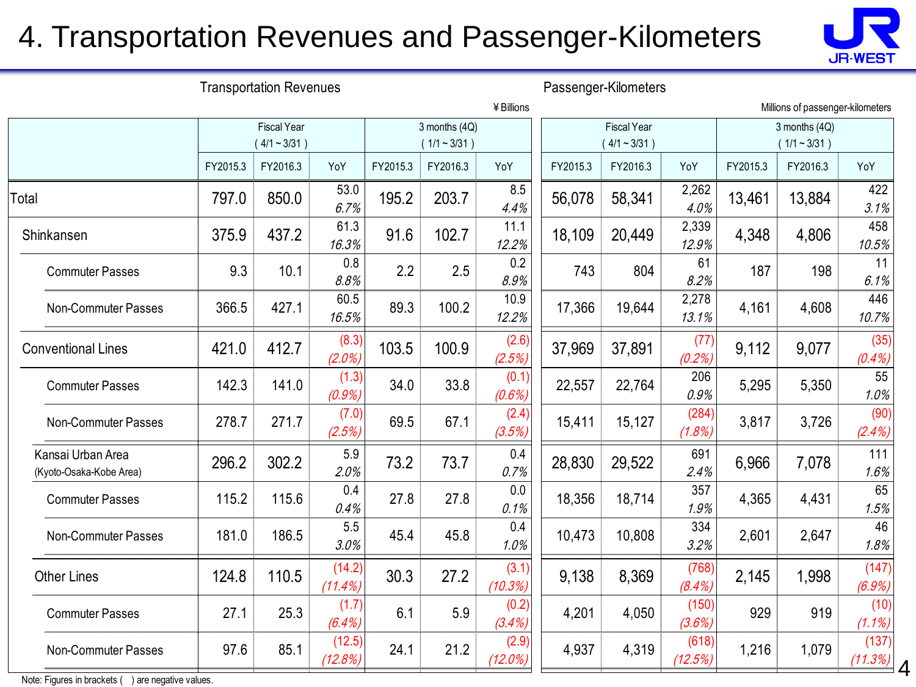# 4. Transportation Revenues and Passenger-Kilometers

| | Transportation Revenues (¥Billions) | | | | | | Passenger-Kilometers (Millions of passenger-kilometers) | | | | | |
|---|---|---|---|---|---|---|---|---|---|---|---|---|
| | Fiscal Year ( 4/1 ~ 3/31 ) | | | 3 months (4Q) ( 1/1 ~ 3/31 ) | | | Fiscal Year ( 4/1 ~ 3/31 ) | | | 3 months (4Q) ( 1/1 ~ 3/31 ) | | |
| | FY2015.3 | FY2016.3 | YoY | FY2015.3 | FY2016.3 | YoY | FY2015.3 | FY2016.3 | YoY | FY2015.3 | FY2016.3 | YoY |
| Total | 797.0 | 850.0 | 53.0 *6.7%* | 195.2 | 203.7 | 8.5 *4.4%* | 56,078 | 58,341 | 2,262 *4.0%* | 13,461 | 13,884 | 422 *3.1%* |
| Shinkansen | 375.9 | 437.2 | 61.3 *16.3%* | 91.6 | 102.7 | 11.1 *12.2%* | 18,109 | 20,449 | 2,339 *12.9%* | 4,348 | 4,806 | 458 *10.5%* |
| Commuter Passes | 9.3 | 10.1 | 0.8 *8.8%* | 2.2 | 2.5 | 0.2 *8.9%* | 743 | 804 | 61 *8.2%* | 187 | 198 | 11 *6.1%* |
| Non-Commuter Passes | 366.5 | 427.1 | 60.5 *16.5%* | 89.3 | 100.2 | 10.9 *12.2%* | 17,366 | 19,644 | 2,278 *13.1%* | 4,161 | 4,608 | 446 *10.7%* |
| Conventional Lines | 421.0 | 412.7 | (8.3) *(2.0%)* | 103.5 | 100.9 | (2.6) *(2.5%)* | 37,969 | 37,891 | (77) *(0.2%)* | 9,112 | 9,077 | (35) *(0.4%)* |
| Commuter Passes | 142.3 | 141.0 | (1.3) *(0.9%)* | 34.0 | 33.8 | (0.1) *(0.6%)* | 22,557 | 22,764 | 206 *0.9%* | 5,295 | 5,350 | 55 *1.0%* |
| Non-Commuter Passes | 278.7 | 271.7 | (7.0) *(2.5%)* | 69.5 | 67.1 | (2.4) *(3.5%)* | 15,411 | 15,127 | (284) *(1.8%)* | 3,817 | 3,726 | (90) *(2.4%)* |
| Kansai Urban Area (Kyoto-Osaka-Kobe Area) | 296.2 | 302.2 | 5.9 *2.0%* | 73.2 | 73.7 | 0.4 *0.7%* | 28,830 | 29,522 | 691 *2.4%* | 6,966 | 7,078 | 111 *1.6%* |
| Commuter Passes | 115.2 | 115.6 | 0.4 *0.4%* | 27.8 | 27.8 | 0.0 *0.1%* | 18,356 | 18,714 | 357 *1.9%* | 4,365 | 4,431 | 65 *1.5%* |
| Non-Commuter Passes | 181.0 | 186.5 | 5.5 *3.0%* | 45.4 | 45.8 | 0.4 *1.0%* | 10,473 | 10,808 | 334 *3.2%* | 2,601 | 2,647 | 46 *1.8%* |
| Other Lines | 124.8 | 110.5 | (14.2) *(11.4%)* | 30.3 | 27.2 | (3.1) *(10.3%)* | 9,138 | 8,369 | (768) *(8.4%)* | 2,145 | 1,998 | (147) *(6.9%)* |
| Commuter Passes | 27.1 | 25.3 | (1.7) *(6.4%)* | 6.1 | 5.9 | (0.2) *(3.4%)* | 4,201 | 4,050 | (150) *(3.6%)* | 929 | 919 | (10) *(1.1%)* |
| Non-Commuter Passes | 97.6 | 85.1 | (12.5) *(12.8%)* | 24.1 | 21.2 | (2.9) *(12.0%)* | 4,937 | 4,319 | (618) *(12.5%)* | 1,216 | 1,079 | (137) *(11.3%)* |

Note: Figures in brackets ( ) are negative values.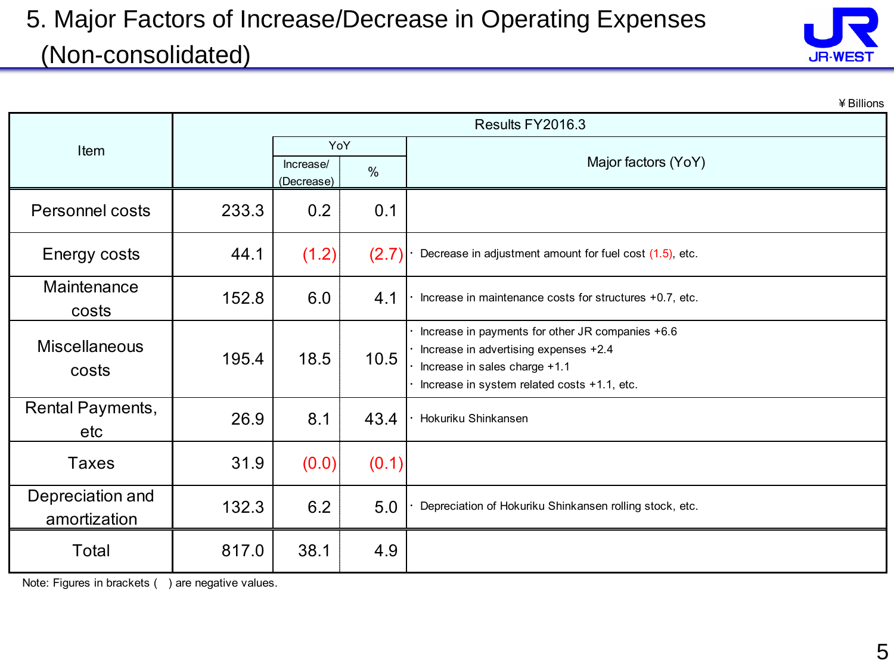# 5. Major Factors of Increase/Decrease in Operating Expenses (Non-consolidated)

¥Billions

| Item | Results FY2016.3 | | | |
|---|---|---|---|---|
| | | YoY | | Major factors (YoY) |
| | | Increase/ (Decrease) | % | |
| Personnel costs | 233.3 | 0.2 | 0.1 | |
| Energy costs | 44.1 | (1.2) | (2.7) | ・ Decrease in adjustment amount for fuel cost (1.5), etc. |
| Maintenance costs | 152.8 | 6.0 | 4.1 | ・ Increase in maintenance costs for structures +0.7, etc. |
| Miscellaneous costs | 195.4 | 18.5 | 10.5 | ・ Increase in payments for other JR companies +6.6<br>・ Increase in advertising expenses +2.4<br>・ Increase in sales charge +1.1<br>・ Increase in system related costs +1.1, etc. |
| Rental Payments, etc | 26.9 | 8.1 | 43.4 | ・ Hokuriku Shinkansen |
| Taxes | 31.9 | (0.0) | (0.1) | |
| Depreciation and amortization | 132.3 | 6.2 | 5.0 | ・ Depreciation of Hokuriku Shinkansen rolling stock, etc. |
| Total | 817.0 | 38.1 | 4.9 | |

Note: Figures in brackets ( ) are negative values.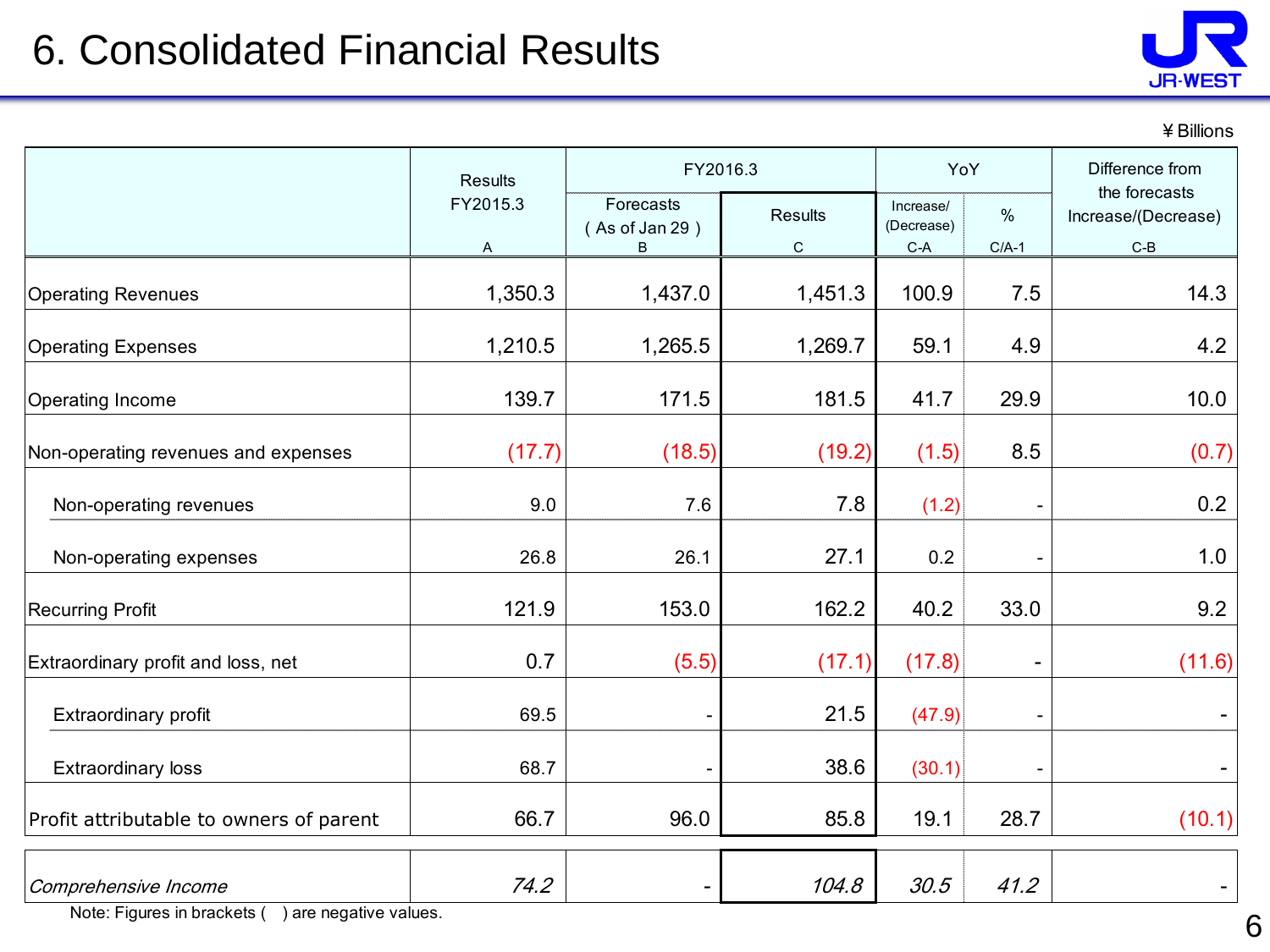# 6. Consolidated Financial Results

¥ Billions

| | Results FY2015.3 | FY2016.3 | | YoY | | Difference from the forecasts Increase/(Decrease) |
|---|---|---|---|---|---|---|
| | | Forecasts ( As of Jan 29 ) | Results | Increase/ (Decrease) | % | |
| | A | B | C | C-A | C/A-1 | C-B |
| Operating Revenues | 1,350.3 | 1,437.0 | 1,451.3 | 100.9 | 7.5 | 14.3 |
| Operating Expenses | 1,210.5 | 1,265.5 | 1,269.7 | 59.1 | 4.9 | 4.2 |
| Operating Income | 139.7 | 171.5 | 181.5 | 41.7 | 29.9 | 10.0 |
| Non-operating revenues and expenses | (17.7) | (18.5) | (19.2) | (1.5) | 8.5 | (0.7) |
| Non-operating revenues | 9.0 | 7.6 | 7.8 | (1.2) | - | 0.2 |
| Non-operating expenses | 26.8 | 26.1 | 27.1 | 0.2 | - | 1.0 |
| Recurring Profit | 121.9 | 153.0 | 162.2 | 40.2 | 33.0 | 9.2 |
| Extraordinary profit and loss, net | 0.7 | (5.5) | (17.1) | (17.8) | - | (11.6) |
| Extraordinary profit | 69.5 | - | 21.5 | (47.9) | - | - |
| Extraordinary loss | 68.7 | - | 38.6 | (30.1) | - | - |
| Profit attributable to owners of parent | 66.7 | 96.0 | 85.8 | 19.1 | 28.7 | (10.1) |
| *Comprehensive Income* | *74.2* | - | *104.8* | *30.5* | *41.2* | - |

Note: Figures in brackets ( ) are negative values.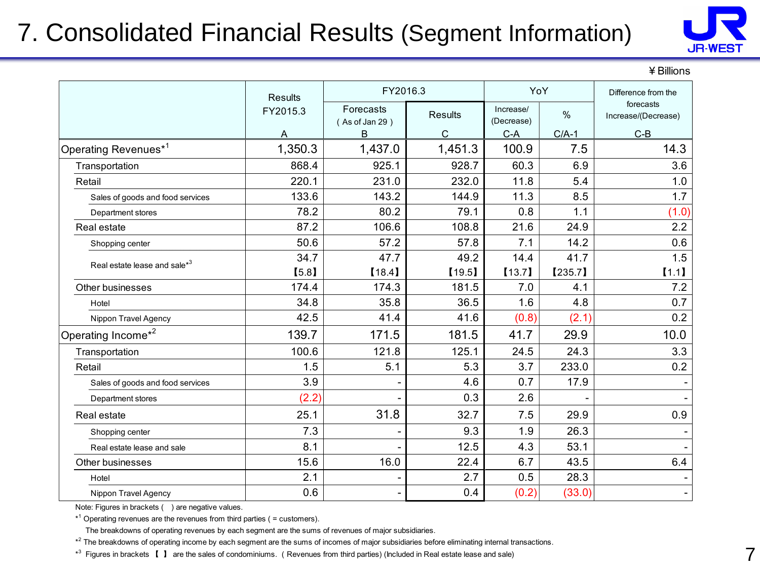# 7. Consolidated Financial Results (Segment Information)

¥Billions

| | Results FY2015.3 | FY2016.3 | | YoY | | Difference from the forecasts Increase/(Decrease) |
|---|---|---|---|---|---|---|
| | | Forecasts ( As of Jan 29 ) | Results | Increase/ (Decrease) | % | |
| | A | B | C | C-A | C/A-1 | C-B |
| Operating Revenues*[1] | 1,350.3 | 1,437.0 | 1,451.3 | 100.9 | 7.5 | 14.3 |
| Transportation | 868.4 | 925.1 | 928.7 | 60.3 | 6.9 | 3.6 |
| Retail | 220.1 | 231.0 | 232.0 | 11.8 | 5.4 | 1.0 |
| Sales of goods and food services | 133.6 | 143.2 | 144.9 | 11.3 | 8.5 | 1.7 |
| Department stores | 78.2 | 80.2 | 79.1 | 0.8 | 1.1 | (1.0) |
| Real estate | 87.2 | 106.6 | 108.8 | 21.6 | 24.9 | 2.2 |
| Shopping center | 50.6 | 57.2 | 57.8 | 7.1 | 14.2 | 0.6 |
| Real estate lease and sale*[3] | 34.7 【5.8】 | 47.7 【18.4】 | 49.2 【19.5】 | 14.4 【13.7】 | 41.7 【235.7】 | 1.5 【1.1】 |
| Other businesses | 174.4 | 174.3 | 181.5 | 7.0 | 4.1 | 7.2 |
| Hotel | 34.8 | 35.8 | 36.5 | 1.6 | 4.8 | 0.7 |
| Nippon Travel Agency | 42.5 | 41.4 | 41.6 | (0.8) | (2.1) | 0.2 |
| Operating Income*[2] | 139.7 | 171.5 | 181.5 | 41.7 | 29.9 | 10.0 |
| Transportation | 100.6 | 121.8 | 125.1 | 24.5 | 24.3 | 3.3 |
| Retail | 1.5 | 5.1 | 5.3 | 3.7 | 233.0 | 0.2 |
| Sales of goods and food services | 3.9 | - | 4.6 | 0.7 | 17.9 | - |
| Department stores | (2.2) | - | 0.3 | 2.6 | - | - |
| Real estate | 25.1 | 31.8 | 32.7 | 7.5 | 29.9 | 0.9 |
| Shopping center | 7.3 | - | 9.3 | 1.9 | 26.3 | - |
| Real estate lease and sale | 8.1 | - | 12.5 | 4.3 | 53.1 | - |
| Other businesses | 15.6 | 16.0 | 22.4 | 6.7 | 43.5 | 6.4 |
| Hotel | 2.1 | - | 2.7 | 0.5 | 28.3 | - |
| Nippon Travel Agency | 0.6 | - | 0.4 | (0.2) | (33.0) | - |

Note: Figures in brackets ( ) are negative values.

*[1] Operating revenues are the revenues from third parties ( = customers).
The breakdowns of operating revenues by each segment are the sums of revenues of major subsidiaries.

*[2] The breakdowns of operating income by each segment are the sums of incomes of major subsidiaries before eliminating internal transactions.

*[3] Figures in brackets 【 】 are the sales of condominiums. ( Revenues from third parties) (Included in Real estate lease and sale)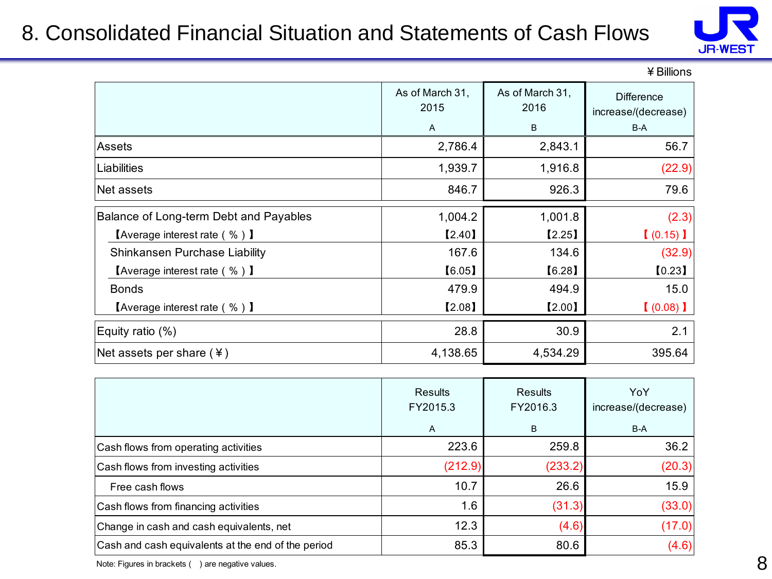# 8. Consolidated Financial Situation and Statements of Cash Flows

¥Billions

| | As of March 31, 2015<br>A | As of March 31, 2016<br>B | Difference increase/(decrease)<br>B-A |
|---|---|---|---|
| Assets | 2,786.4 | 2,843.1 | 56.7 |
| Liabilities | 1,939.7 | 1,916.8 | (22.9) |
| Net assets | 846.7 | 926.3 | 79.6 |
| Balance of Long-term Debt and Payables | 1,004.2 | 1,001.8 | (2.3) |
| 【Average interest rate ( % ) 】 | 【2.40】 | 【2.25】 | 【 (0.15) 】 |
| Shinkansen Purchase Liability | 167.6 | 134.6 | (32.9) |
| 【Average interest rate ( % ) 】 | 【6.05】 | 【6.28】 | 【0.23】 |
| Bonds | 479.9 | 494.9 | 15.0 |
| 【Average interest rate ( % ) 】 | 【2.08】 | 【2.00】 | 【 (0.08) 】 |
| Equity ratio (%) | 28.8 | 30.9 | 2.1 |
| Net assets per share (¥) | 4,138.65 | 4,534.29 | 395.64 |

| | Results FY2015.3<br>A | Results FY2016.3<br>B | YoY increase/(decrease)<br>B-A |
|---|---|---|---|
| Cash flows from operating activities | 223.6 | 259.8 | 36.2 |
| Cash flows from investing activities | (212.9) | (233.2) | (20.3) |
| Free cash flows | 10.7 | 26.6 | 15.9 |
| Cash flows from financing activities | 1.6 | (31.3) | (33.0) |
| Change in cash and cash equivalents, net | 12.3 | (4.6) | (17.0) |
| Cash and cash equivalents at the end of the period | 85.3 | 80.6 | (4.6) |

Note: Figures in brackets ( ) are negative values.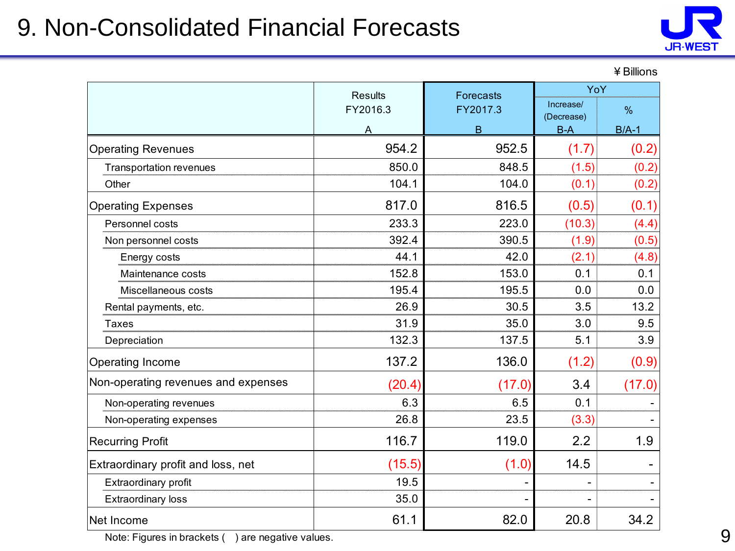# 9. Non-Consolidated Financial Forecasts

¥ Billions

| | Results FY2016.3 A | Forecasts FY2017.3 B | YoY Increase/(Decrease) B-A | YoY % B/A-1 |
|---|---|---|---|---|
| Operating Revenues | 954.2 | 952.5 | (1.7) | (0.2) |
| Transportation revenues | 850.0 | 848.5 | (1.5) | (0.2) |
| Other | 104.1 | 104.0 | (0.1) | (0.2) |
| Operating Expenses | 817.0 | 816.5 | (0.5) | (0.1) |
| Personnel costs | 233.3 | 223.0 | (10.3) | (4.4) |
| Non personnel costs | 392.4 | 390.5 | (1.9) | (0.5) |
| Energy costs | 44.1 | 42.0 | (2.1) | (4.8) |
| Maintenance costs | 152.8 | 153.0 | 0.1 | 0.1 |
| Miscellaneous costs | 195.4 | 195.5 | 0.0 | 0.0 |
| Rental payments, etc. | 26.9 | 30.5 | 3.5 | 13.2 |
| Taxes | 31.9 | 35.0 | 3.0 | 9.5 |
| Depreciation | 132.3 | 137.5 | 5.1 | 3.9 |
| Operating Income | 137.2 | 136.0 | (1.2) | (0.9) |
| Non-operating revenues and expenses | (20.4) | (17.0) | 3.4 | (17.0) |
| Non-operating revenues | 6.3 | 6.5 | 0.1 | - |
| Non-operating expenses | 26.8 | 23.5 | (3.3) | - |
| Recurring Profit | 116.7 | 119.0 | 2.2 | 1.9 |
| Extraordinary profit and loss, net | (15.5) | (1.0) | 14.5 | - |
| Extraordinary profit | 19.5 | - | - | - |
| Extraordinary loss | 35.0 | - | - | - |
| Net Income | 61.1 | 82.0 | 20.8 | 34.2 |

Note: Figures in brackets ( ) are negative values.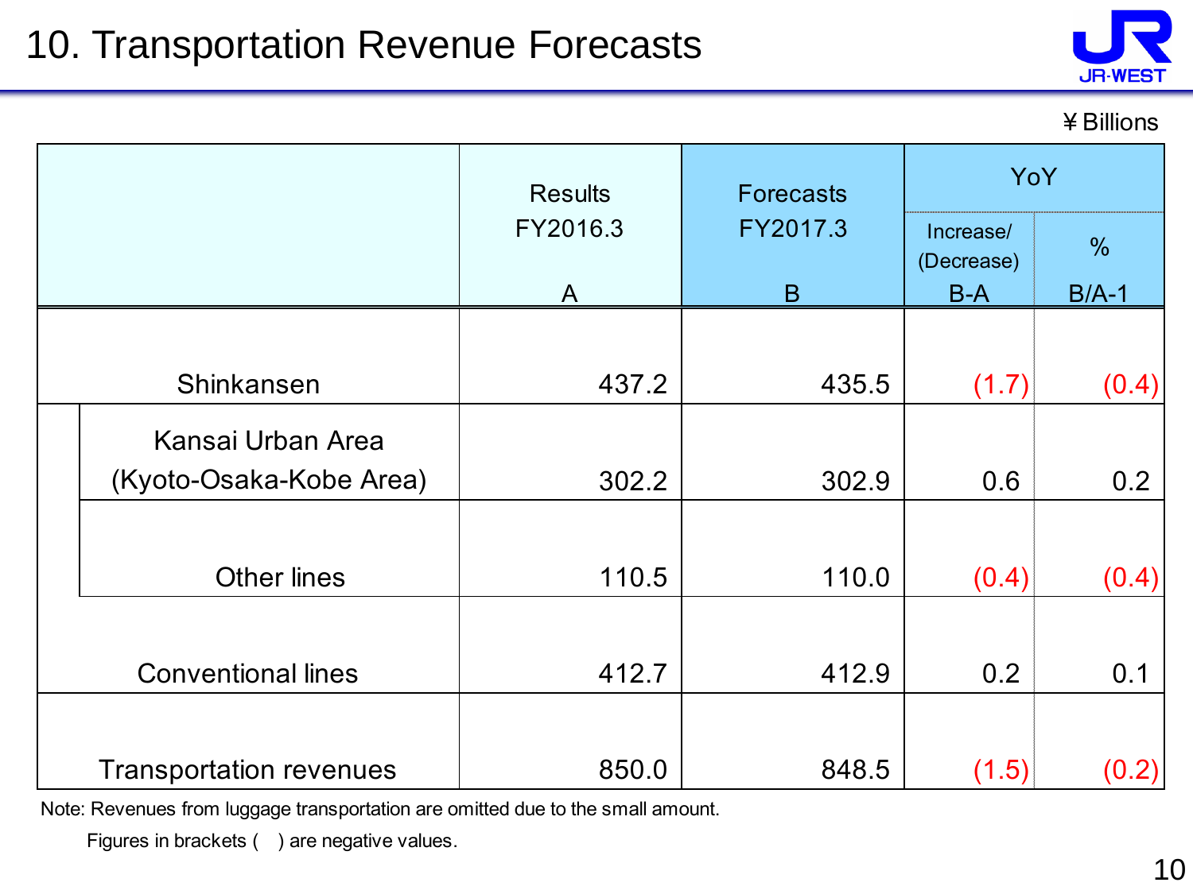# 10. Transportation Revenue Forecasts

¥ Billions

| | Results FY2016.3 A | Forecasts FY2017.3 B | YoY Increase/(Decrease) B-A | YoY % B/A-1 |
|---|---|---|---|---|
| Shinkansen | 437.2 | 435.5 | (1.7) | (0.4) |
| Kansai Urban Area (Kyoto-Osaka-Kobe Area) | 302.2 | 302.9 | 0.6 | 0.2 |
| Other lines | 110.5 | 110.0 | (0.4) | (0.4) |
| Conventional lines | 412.7 | 412.9 | 0.2 | 0.1 |
| Transportation revenues | 850.0 | 848.5 | (1.5) | (0.2) |

Note: Revenues from luggage transportation are omitted due to the small amount.

Figures in brackets ( ) are negative values.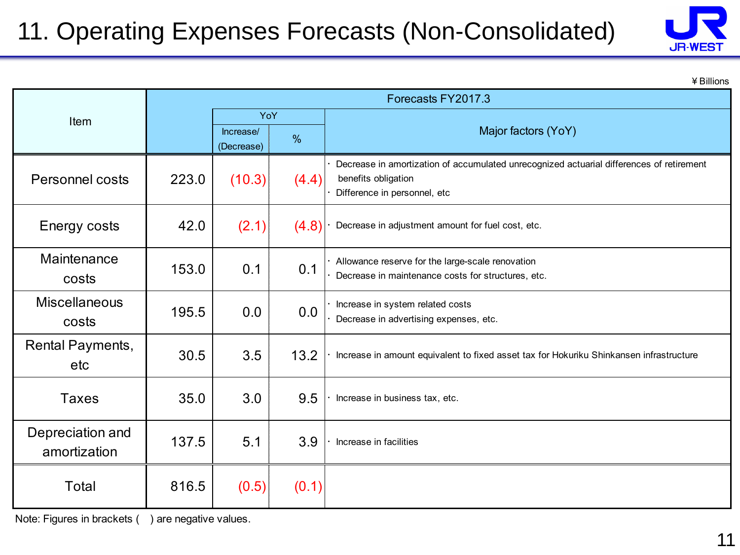# 11. Operating Expenses Forecasts (Non-Consolidated)

¥ Billions

| Item | Forecasts FY2017.3 | | | |
|---|---|---|---|---|
| | | YoY | | Major factors (YoY) |
| | | Increase/ (Decrease) | % | |
| Personnel costs | 223.0 | (10.3) | (4.4) | ・Decrease in amortization of accumulated unrecognized actuarial differences of retirement benefits obligation<br>・Difference in personnel, etc |
| Energy costs | 42.0 | (2.1) | (4.8) | ・Decrease in adjustment amount for fuel cost, etc. |
| Maintenance costs | 153.0 | 0.1 | 0.1 | ・Allowance reserve for the large-scale renovation<br>・Decrease in maintenance costs for structures, etc. |
| Miscellaneous costs | 195.5 | 0.0 | 0.0 | ・Increase in system related costs<br>・Decrease in advertising expenses, etc. |
| Rental Payments, etc | 30.5 | 3.5 | 13.2 | ・Increase in amount equivalent to fixed asset tax for Hokuriku Shinkansen infrastructure |
| Taxes | 35.0 | 3.0 | 9.5 | ・Increase in business tax, etc. |
| Depreciation and amortization | 137.5 | 5.1 | 3.9 | ・Increase in facilities |
| Total | 816.5 | (0.5) | (0.1) | |

Note: Figures in brackets ( ) are negative values.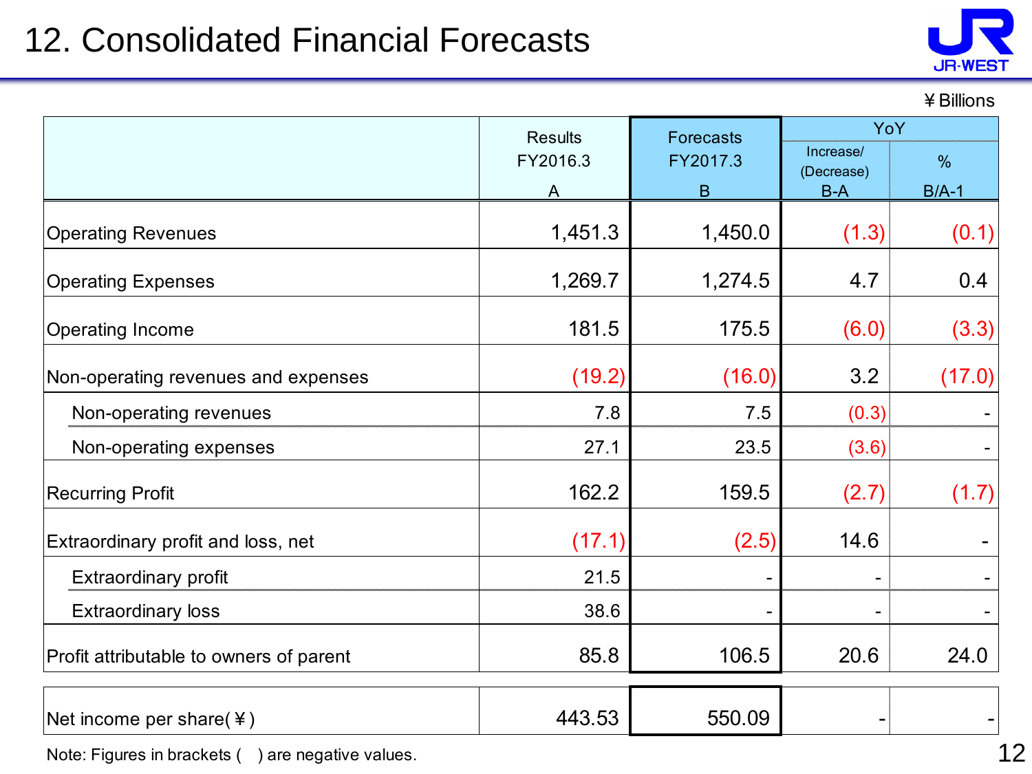# 12. Consolidated Financial Forecasts

¥Billions

| | Results FY2016.3 A | Forecasts FY2017.3 B | YoY Increase/(Decrease) B-A | YoY % B/A-1 |
|---|---|---|---|---|
| Operating Revenues | 1,451.3 | 1,450.0 | (1.3) | (0.1) |
| Operating Expenses | 1,269.7 | 1,274.5 | 4.7 | 0.4 |
| Operating Income | 181.5 | 175.5 | (6.0) | (3.3) |
| Non-operating revenues and expenses | (19.2) | (16.0) | 3.2 | (17.0) |
| Non-operating revenues | 7.8 | 7.5 | (0.3) | - |
| Non-operating expenses | 27.1 | 23.5 | (3.6) | - |
| Recurring Profit | 162.2 | 159.5 | (2.7) | (1.7) |
| Extraordinary profit and loss, net | (17.1) | (2.5) | 14.6 | - |
| Extraordinary profit | 21.5 | - | - | - |
| Extraordinary loss | 38.6 | - | - | - |
| Profit attributable to owners of parent | 85.8 | 106.5 | 20.6 | 24.0 |
| Net income per share(¥) | 443.53 | 550.09 | - | - |

Note: Figures in brackets ( ) are negative values.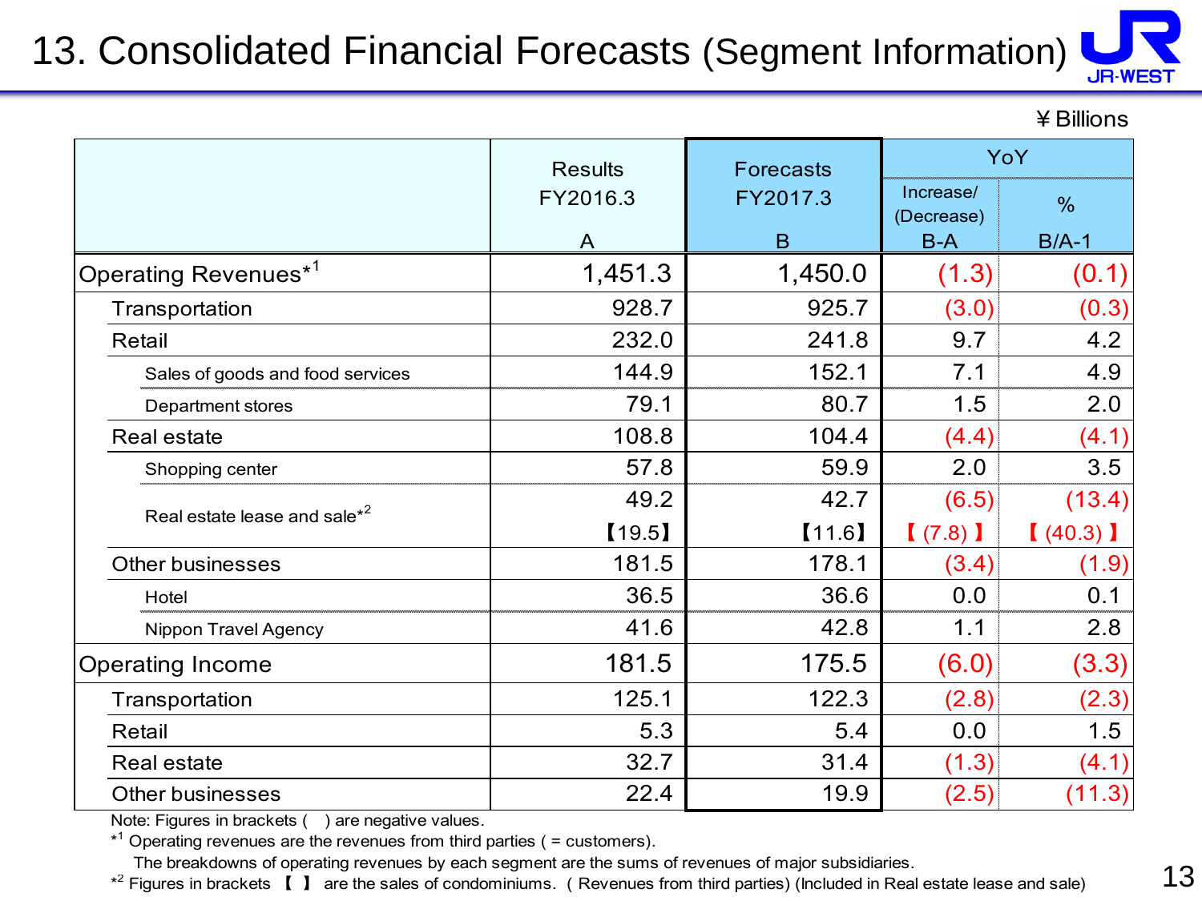# 13. Consolidated Financial Forecasts (Segment Information)

¥ Billions

| | Results FY2016.3 A | Forecasts FY2017.3 B | YoY | |
|---|---|---|---|---|
| | | | Increase/ (Decrease) B-A | % B/A-1 |
| Operating Revenues*[1] | 1,451.3 | 1,450.0 | (1.3) | (0.1) |
| Transportation | 928.7 | 925.7 | (3.0) | (0.3) |
| Retail | 232.0 | 241.8 | 9.7 | 4.2 |
| Sales of goods and food services | 144.9 | 152.1 | 7.1 | 4.9 |
| Department stores | 79.1 | 80.7 | 1.5 | 2.0 |
| Real estate | 108.8 | 104.4 | (4.4) | (4.1) |
| Shopping center | 57.8 | 59.9 | 2.0 | 3.5 |
| Real estate lease and sale*[2] | 49.2 | 42.7 | (6.5) | (13.4) |
| | 【19.5】 | 【11.6】 | 【(7.8)】 | 【(40.3)】 |
| Other businesses | 181.5 | 178.1 | (3.4) | (1.9) |
| Hotel | 36.5 | 36.6 | 0.0 | 0.1 |
| Nippon Travel Agency | 41.6 | 42.8 | 1.1 | 2.8 |
| Operating Income | 181.5 | 175.5 | (6.0) | (3.3) |
| Transportation | 125.1 | 122.3 | (2.8) | (2.3) |
| Retail | 5.3 | 5.4 | 0.0 | 1.5 |
| Real estate | 32.7 | 31.4 | (1.3) | (4.1) |
| Other businesses | 22.4 | 19.9 | (2.5) | (11.3) |

Note: Figures in brackets ( ) are negative values.

*[1] Operating revenues are the revenues from third parties ( = customers).
The breakdowns of operating revenues by each segment are the sums of revenues of major subsidiaries.

*[2] Figures in brackets 【 】 are the sales of condominiums. ( Revenues from third parties) (Included in Real estate lease and sale)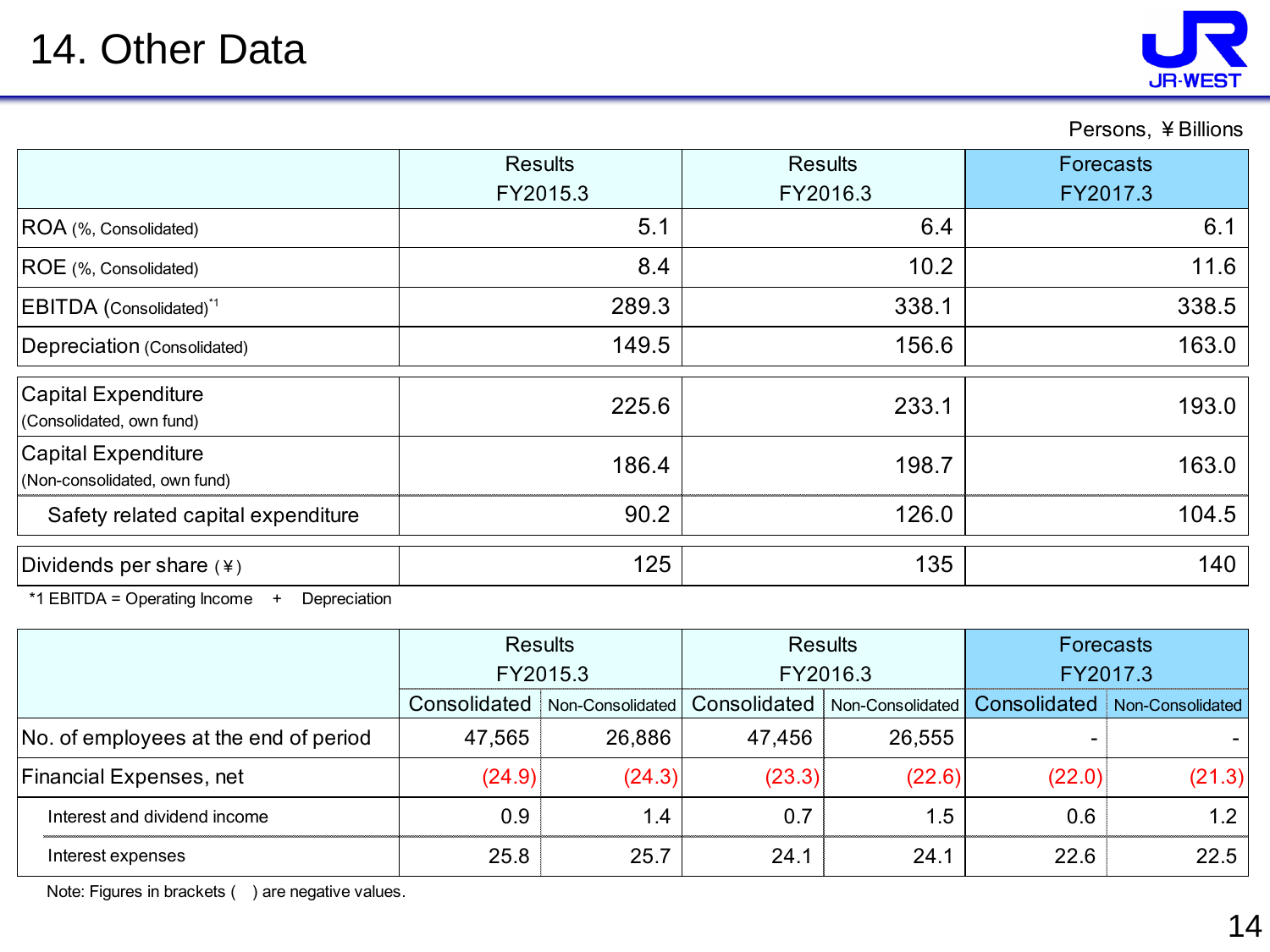# 14. Other Data

Persons, ¥Billions

| | Results FY2015.3 | Results FY2016.3 | Forecasts FY2017.3 |
|---|---|---|---|
| ROA (%, Consolidated) | 5.1 | 6.4 | 6.1 |
| ROE (%, Consolidated) | 8.4 | 10.2 | 11.6 |
| EBITDA (Consolidated)*1 | 289.3 | 338.1 | 338.5 |
| Depreciation (Consolidated) | 149.5 | 156.6 | 163.0 |
| Capital Expenditure (Consolidated, own fund) | 225.6 | 233.1 | 193.0 |
| Capital Expenditure (Non-consolidated, own fund) | 186.4 | 198.7 | 163.0 |
| Safety related capital expenditure | 90.2 | 126.0 | 104.5 |
| Dividends per share (¥) | 125 | 135 | 140 |

*1 EBITDA = Operating Income + Depreciation

| | Results FY2015.3 | | Results FY2016.3 | | Forecasts FY2017.3 | |
|---|---|---|---|---|---|---|
| | Consolidated | Non-Consolidated | Consolidated | Non-Consolidated | Consolidated | Non-Consolidated |
| No. of employees at the end of period | 47,565 | 26,886 | 47,456 | 26,555 | - | - |
| Financial Expenses, net | (24.9) | (24.3) | (23.3) | (22.6) | (22.0) | (21.3) |
| Interest and dividend income | 0.9 | 1.4 | 0.7 | 1.5 | 0.6 | 1.2 |
| Interest expenses | 25.8 | 25.7 | 24.1 | 24.1 | 22.6 | 22.5 |

Note: Figures in brackets ( ) are negative values.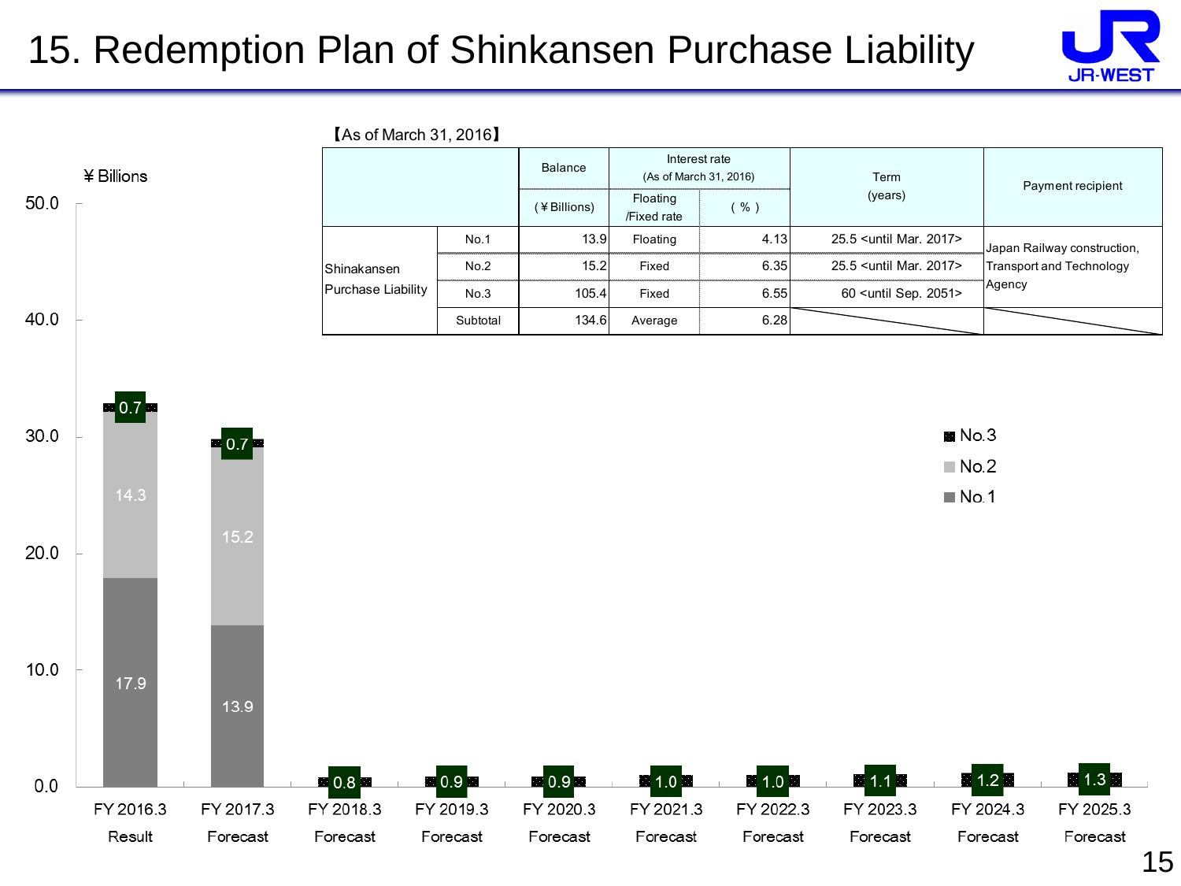# 15. Redemption Plan of Shinkansen Purchase Liability

【As of March 31, 2016】

| | | Balance (¥Billions) | Interest rate (As of March 31, 2016) Floating /Fixed rate | (%) | Term (years) | Payment recipient |
|---|---|---|---|---|---|---|
| Shinkansen Purchase Liability | No.1 | 13.9 | Floating | 4.13 | 25.5 <until Mar. 2017> | Japan Railway construction, Transport and Technology Agency |
| | No.2 | 15.2 | Fixed | 6.35 | 25.5 <until Mar. 2017> | |
| | No.3 | 105.4 | Fixed | 6.55 | 60 <until Sep. 2051> | |
| | Subtotal | 134.6 | Average | 6.28 | | |

¥Billions

| | FY 2016.3 Result | FY 2017.3 Forecast | FY 2018.3 Forecast | FY 2019.3 Forecast | FY 2020.3 Forecast | FY 2021.3 Forecast | FY 2022.3 Forecast | FY 2023.3 Forecast | FY 2024.3 Forecast | FY 2025.3 Forecast |
|---|---|---|---|---|---|---|---|---|---|---|
| No.1 | 17.9 | 13.9 | | | | | | | | |
| No.2 | 14.3 | 15.2 | | | | | | | | |
| No.3 | 0.7 | 0.7 | 0.8 | 0.9 | 0.9 | 1.0 | 1.0 | 1.1 | 1.2 | 1.3 |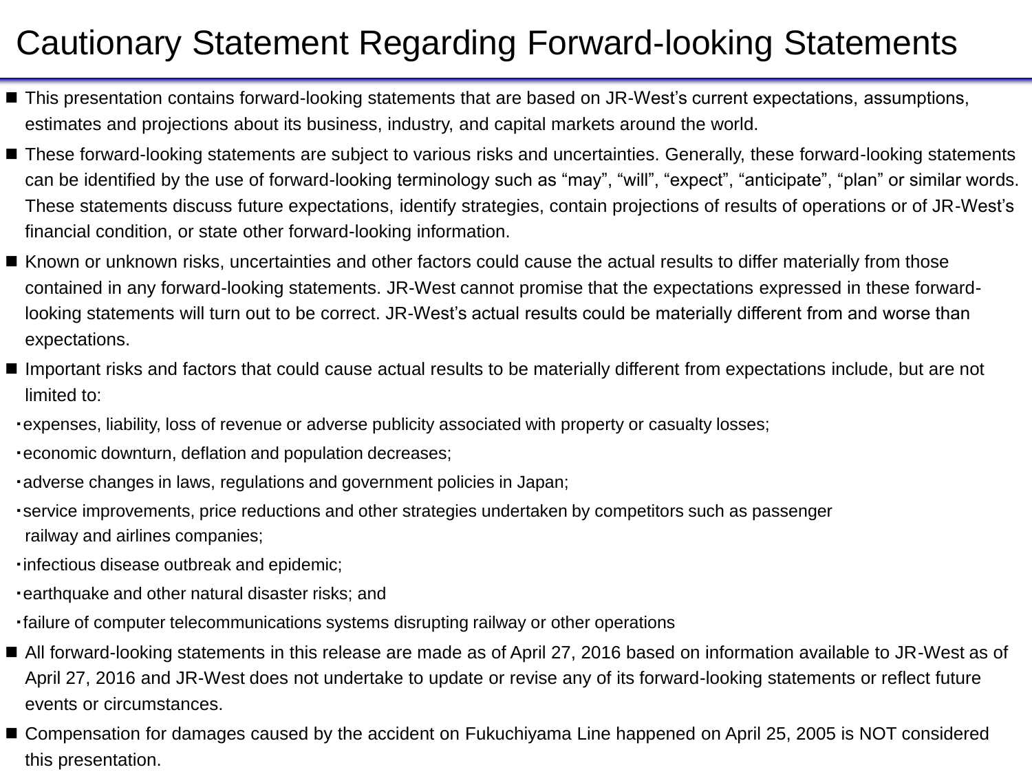# Cautionary Statement Regarding Forward-looking Statements

- This presentation contains forward-looking statements that are based on JR-West's current expectations, assumptions, estimates and projections about its business, industry, and capital markets around the world.
- These forward-looking statements are subject to various risks and uncertainties. Generally, these forward-looking statements can be identified by the use of forward-looking terminology such as "may", "will", "expect", "anticipate", "plan" or similar words. These statements discuss future expectations, identify strategies, contain projections of results of operations or of JR-West's financial condition, or state other forward-looking information.
- Known or unknown risks, uncertainties and other factors could cause the actual results to differ materially from those contained in any forward-looking statements. JR-West cannot promise that the expectations expressed in these forward-looking statements will turn out to be correct. JR-West's actual results could be materially different from and worse than expectations.
- Important risks and factors that could cause actual results to be materially different from expectations include, but are not limited to:

・expenses, liability, loss of revenue or adverse publicity associated with property or casualty losses;

・economic downturn, deflation and population decreases;

・adverse changes in laws, regulations and government policies in Japan;

・service improvements, price reductions and other strategies undertaken by competitors such as passenger railway and airlines companies;

・infectious disease outbreak and epidemic;

・earthquake and other natural disaster risks; and

・failure of computer telecommunications systems disrupting railway or other operations

- All forward-looking statements in this release are made as of April 27, 2016 based on information available to JR-West as of April 27, 2016 and JR-West does not undertake to update or revise any of its forward-looking statements or reflect future events or circumstances.
- Compensation for damages caused by the accident on Fukuchiyama Line happened on April 25, 2005 is NOT considered this presentation.